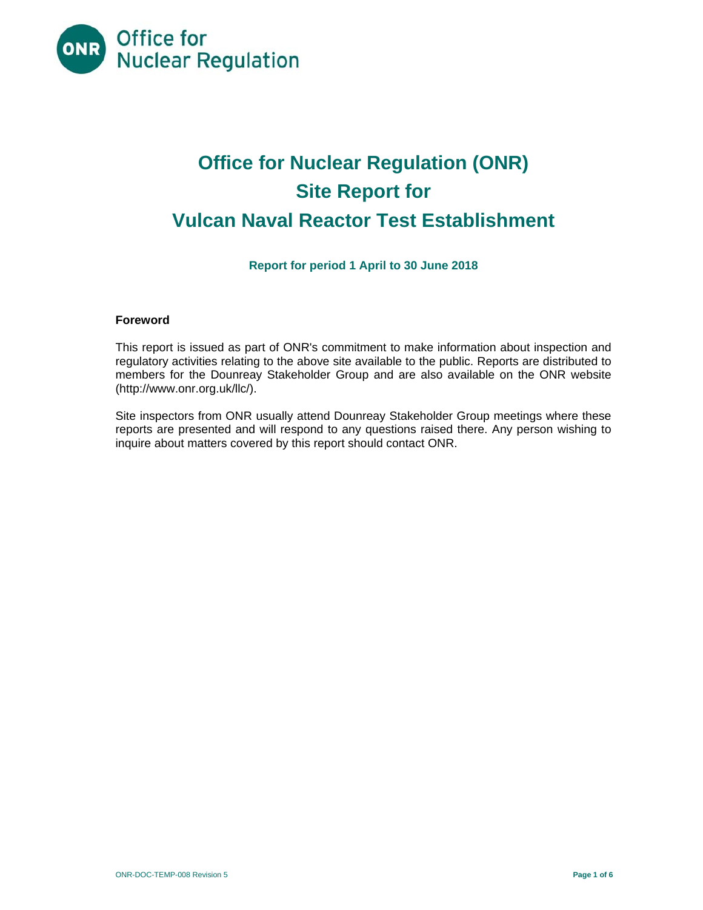# Office for Nuclear Regulation (ONR)
# Site Report for
# Vulcan Naval Reactor Test Establishment

**Report for period 1 April to 30 June 2018**

**Foreword**

This report is issued as part of ONR's commitment to make information about inspection and regulatory activities relating to the above site available to the public. Reports are distributed to members for the Dounreay Stakeholder Group and are also available on the ONR website (http://www.onr.org.uk/llc/).

Site inspectors from ONR usually attend Dounreay Stakeholder Group meetings where these reports are presented and will respond to any questions raised there. Any person wishing to inquire about matters covered by this report should contact ONR.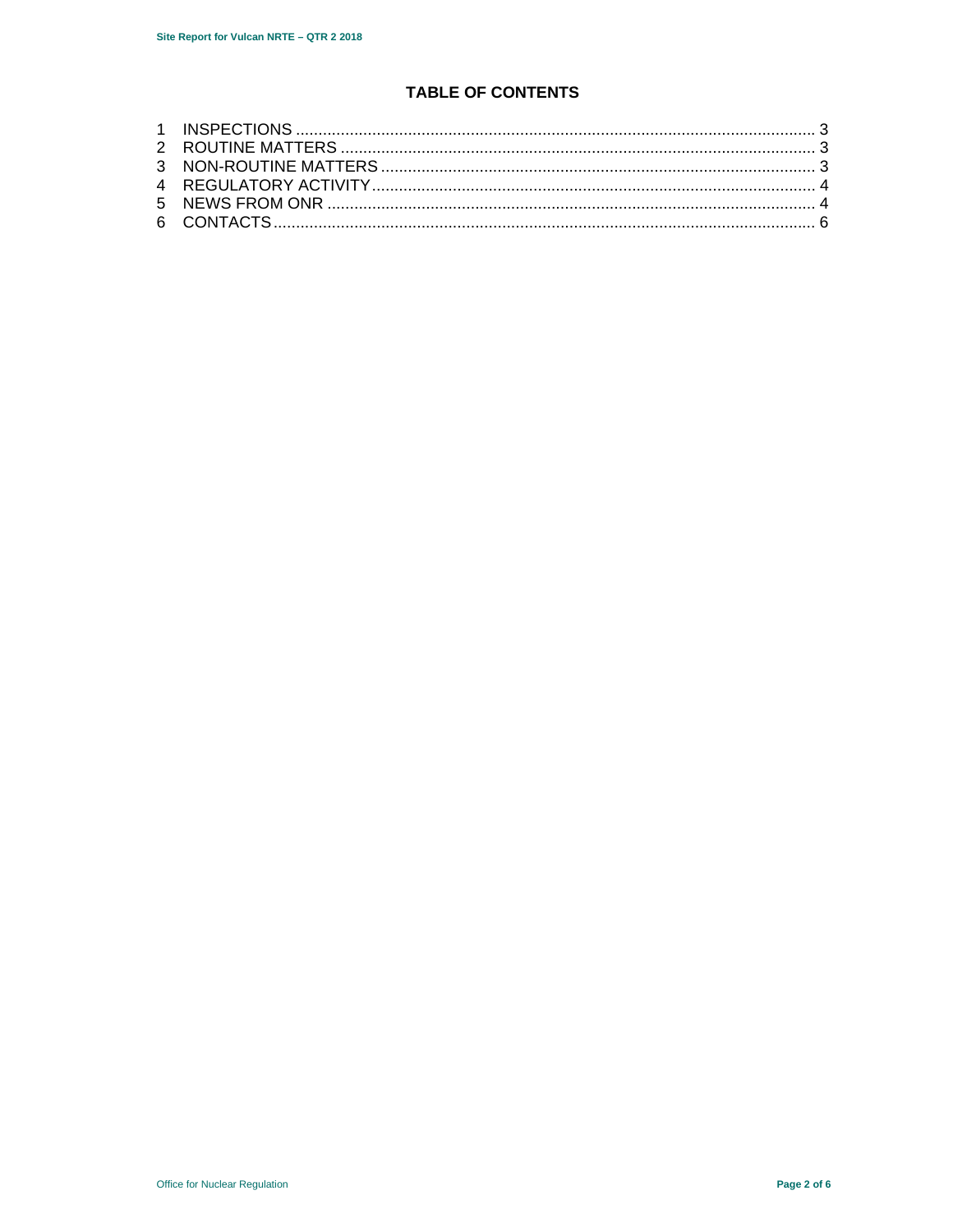# TABLE OF CONTENTS

1 INSPECTIONS ..................................................................................................................... 3
2 ROUTINE MATTERS .......................................................................................................... 3
3 NON-ROUTINE MATTERS ................................................................................................. 3
4 REGULATORY ACTIVITY................................................................................................... 4
5 NEWS FROM ONR ............................................................................................................. 4
6 CONTACTS......................................................................................................................... 6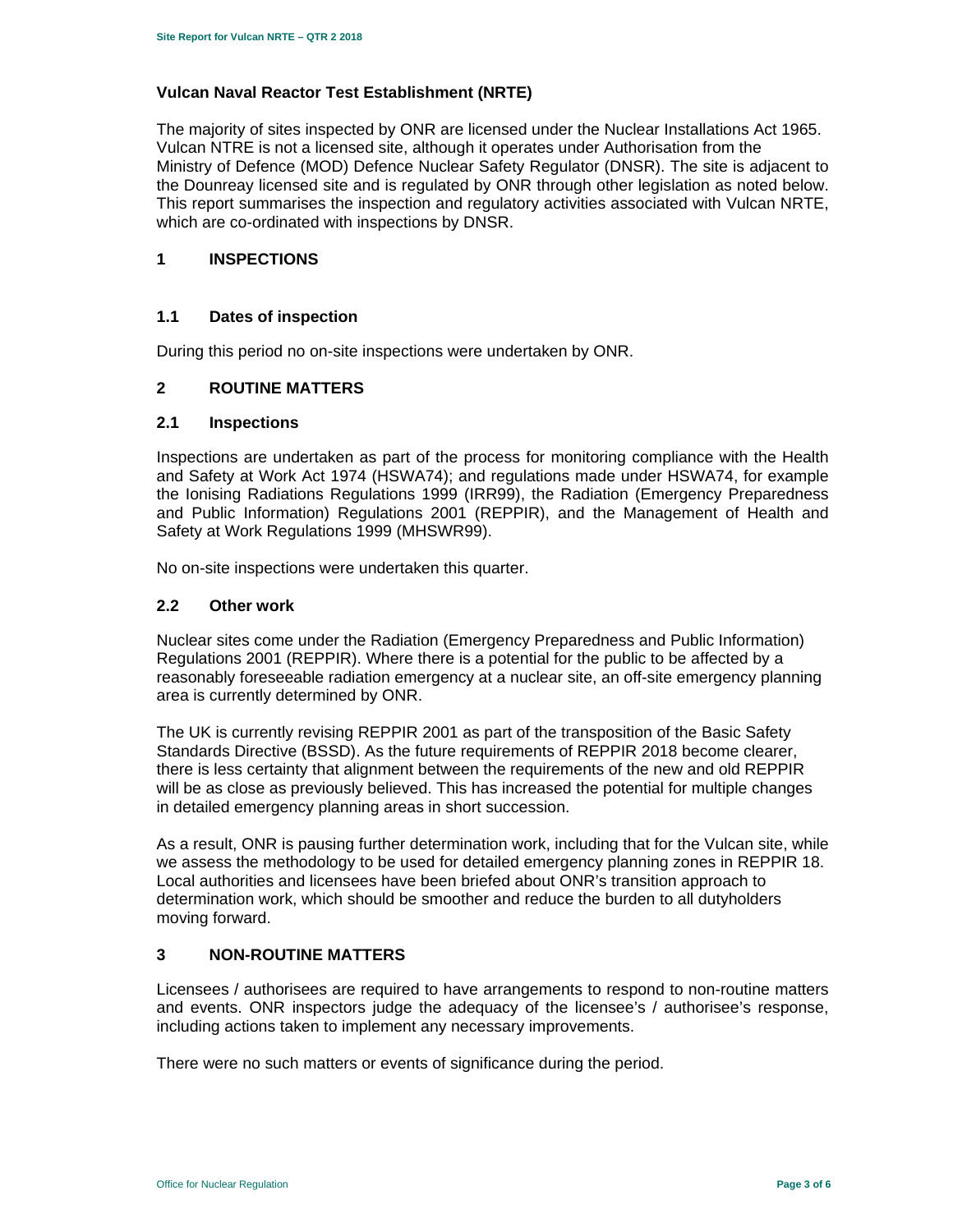### Vulcan Naval Reactor Test Establishment (NRTE)

The majority of sites inspected by ONR are licensed under the Nuclear Installations Act 1965. Vulcan NTRE is not a licensed site, although it operates under Authorisation from the Ministry of Defence (MOD) Defence Nuclear Safety Regulator (DNSR). The site is adjacent to the Dounreay licensed site and is regulated by ONR through other legislation as noted below. This report summarises the inspection and regulatory activities associated with Vulcan NRTE, which are co-ordinated with inspections by DNSR.

## 1 INSPECTIONS

### 1.1 Dates of inspection

During this period no on-site inspections were undertaken by ONR.

## 2 ROUTINE MATTERS

### 2.1 Inspections

Inspections are undertaken as part of the process for monitoring compliance with the Health and Safety at Work Act 1974 (HSWA74); and regulations made under HSWA74, for example the Ionising Radiations Regulations 1999 (IRR99), the Radiation (Emergency Preparedness and Public Information) Regulations 2001 (REPPIR), and the Management of Health and Safety at Work Regulations 1999 (MHSWR99).

No on-site inspections were undertaken this quarter.

### 2.2 Other work

Nuclear sites come under the Radiation (Emergency Preparedness and Public Information) Regulations 2001 (REPPIR). Where there is a potential for the public to be affected by a reasonably foreseeable radiation emergency at a nuclear site, an off-site emergency planning area is currently determined by ONR.

The UK is currently revising REPPIR 2001 as part of the transposition of the Basic Safety Standards Directive (BSSD). As the future requirements of REPPIR 2018 become clearer, there is less certainty that alignment between the requirements of the new and old REPPIR will be as close as previously believed. This has increased the potential for multiple changes in detailed emergency planning areas in short succession.

As a result, ONR is pausing further determination work, including that for the Vulcan site, while we assess the methodology to be used for detailed emergency planning zones in REPPIR 18. Local authorities and licensees have been briefed about ONR's transition approach to determination work, which should be smoother and reduce the burden to all dutyholders moving forward.

## 3 NON-ROUTINE MATTERS

Licensees / authorisees are required to have arrangements to respond to non-routine matters and events. ONR inspectors judge the adequacy of the licensee's / authorisee's response, including actions taken to implement any necessary improvements.

There were no such matters or events of significance during the period.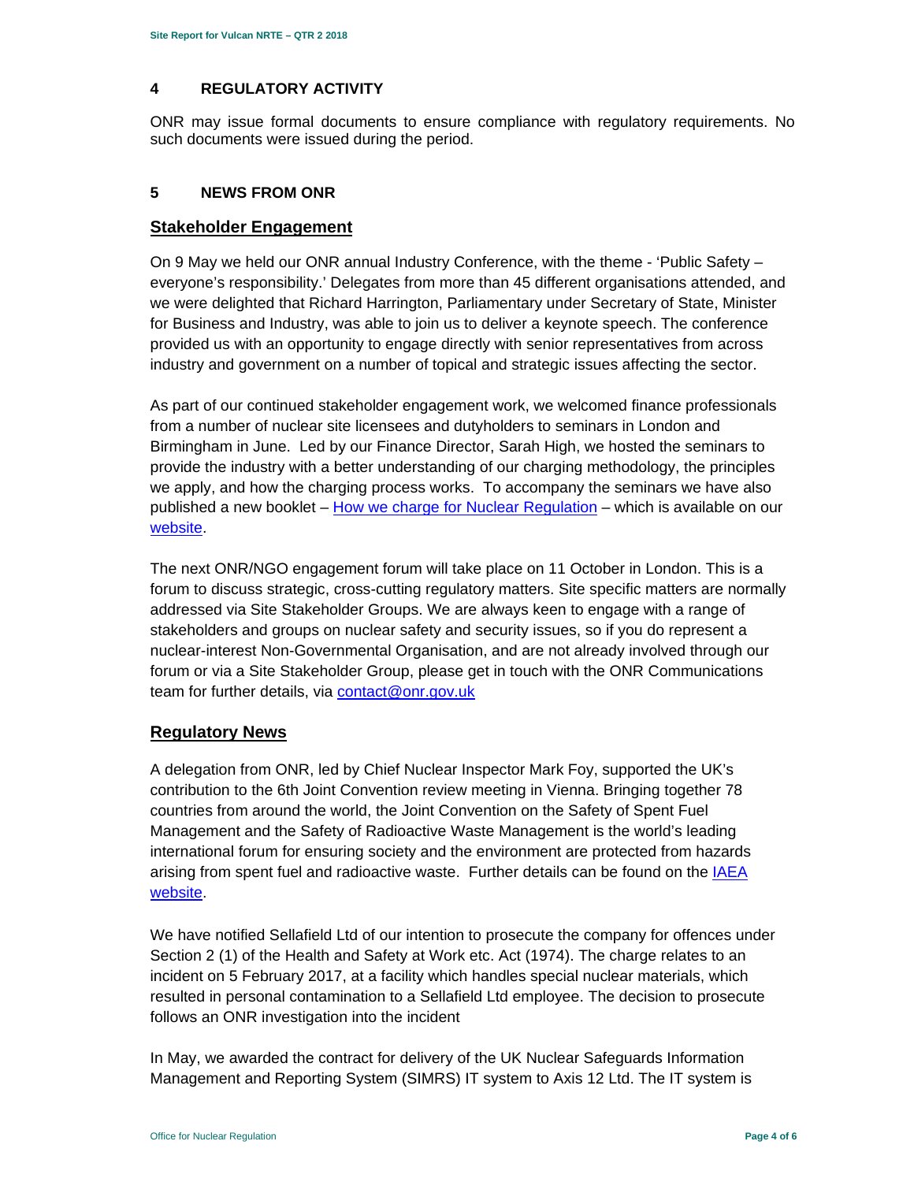## 4 REGULATORY ACTIVITY

ONR may issue formal documents to ensure compliance with regulatory requirements. No such documents were issued during the period.

## 5 NEWS FROM ONR

### Stakeholder Engagement

On 9 May we held our ONR annual Industry Conference, with the theme - 'Public Safety – everyone's responsibility.' Delegates from more than 45 different organisations attended, and we were delighted that Richard Harrington, Parliamentary under Secretary of State, Minister for Business and Industry, was able to join us to deliver a keynote speech. The conference provided us with an opportunity to engage directly with senior representatives from across industry and government on a number of topical and strategic issues affecting the sector.

As part of our continued stakeholder engagement work, we welcomed finance professionals from a number of nuclear site licensees and dutyholders to seminars in London and Birmingham in June. Led by our Finance Director, Sarah High, we hosted the seminars to provide the industry with a better understanding of our charging methodology, the principles we apply, and how the charging process works. To accompany the seminars we have also published a new booklet – How we charge for Nuclear Regulation – which is available on our website.

The next ONR/NGO engagement forum will take place on 11 October in London. This is a forum to discuss strategic, cross-cutting regulatory matters. Site specific matters are normally addressed via Site Stakeholder Groups. We are always keen to engage with a range of stakeholders and groups on nuclear safety and security issues, so if you do represent a nuclear-interest Non-Governmental Organisation, and are not already involved through our forum or via a Site Stakeholder Group, please get in touch with the ONR Communications team for further details, via contact@onr.gov.uk

### Regulatory News

A delegation from ONR, led by Chief Nuclear Inspector Mark Foy, supported the UK's contribution to the 6th Joint Convention review meeting in Vienna. Bringing together 78 countries from around the world, the Joint Convention on the Safety of Spent Fuel Management and the Safety of Radioactive Waste Management is the world's leading international forum for ensuring society and the environment are protected from hazards arising from spent fuel and radioactive waste. Further details can be found on the IAEA website.

We have notified Sellafield Ltd of our intention to prosecute the company for offences under Section 2 (1) of the Health and Safety at Work etc. Act (1974). The charge relates to an incident on 5 February 2017, at a facility which handles special nuclear materials, which resulted in personal contamination to a Sellafield Ltd employee. The decision to prosecute follows an ONR investigation into the incident

In May, we awarded the contract for delivery of the UK Nuclear Safeguards Information Management and Reporting System (SIMRS) IT system to Axis 12 Ltd. The IT system is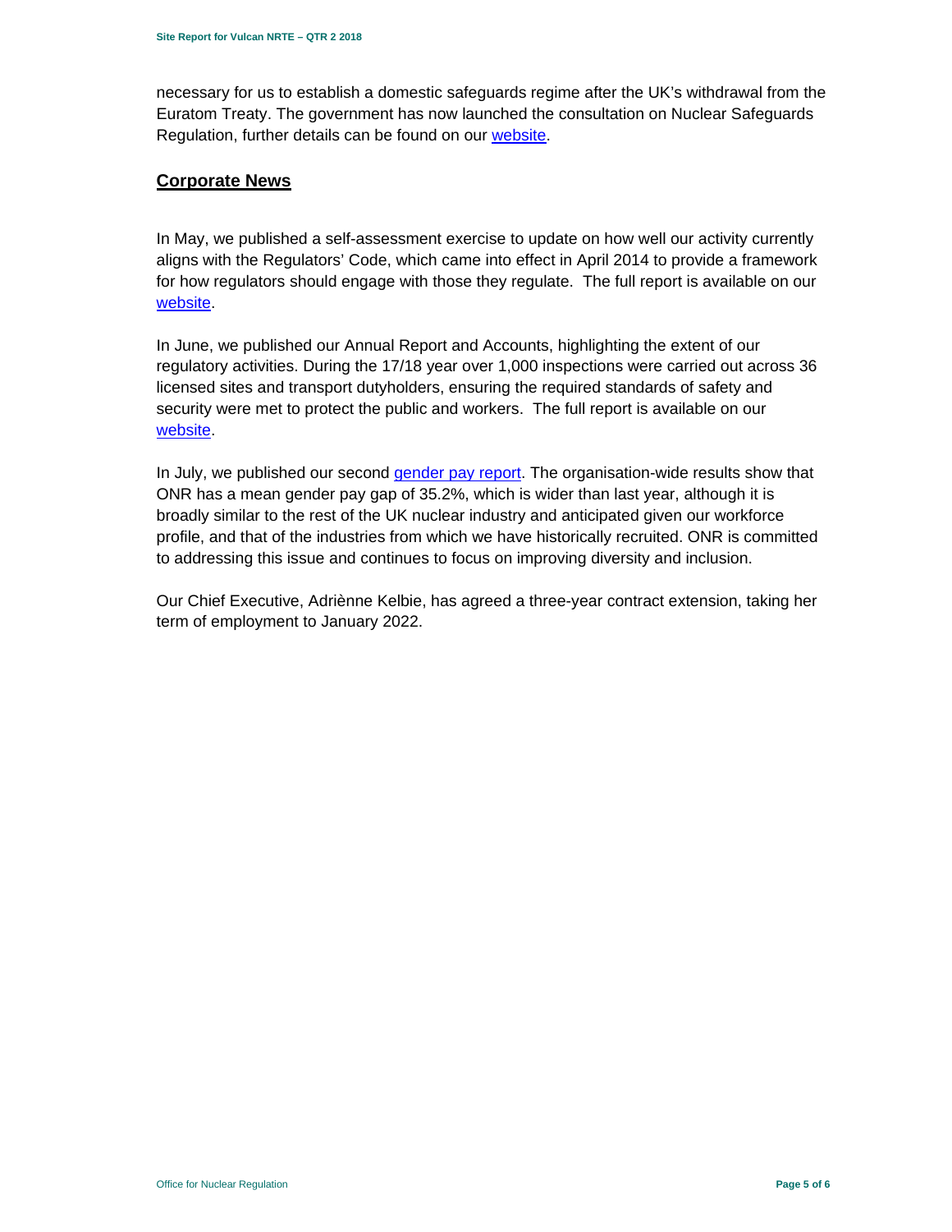necessary for us to establish a domestic safeguards regime after the UK's withdrawal from the Euratom Treaty. The government has now launched the consultation on Nuclear Safeguards Regulation, further details can be found on our website.

## Corporate News

In May, we published a self-assessment exercise to update on how well our activity currently aligns with the Regulators' Code, which came into effect in April 2014 to provide a framework for how regulators should engage with those they regulate. The full report is available on our website.

In June, we published our Annual Report and Accounts, highlighting the extent of our regulatory activities. During the 17/18 year over 1,000 inspections were carried out across 36 licensed sites and transport dutyholders, ensuring the required standards of safety and security were met to protect the public and workers. The full report is available on our website.

In July, we published our second gender pay report. The organisation-wide results show that ONR has a mean gender pay gap of 35.2%, which is wider than last year, although it is broadly similar to the rest of the UK nuclear industry and anticipated given our workforce profile, and that of the industries from which we have historically recruited. ONR is committed to addressing this issue and continues to focus on improving diversity and inclusion.

Our Chief Executive, Adriènne Kelbie, has agreed a three-year contract extension, taking her term of employment to January 2022.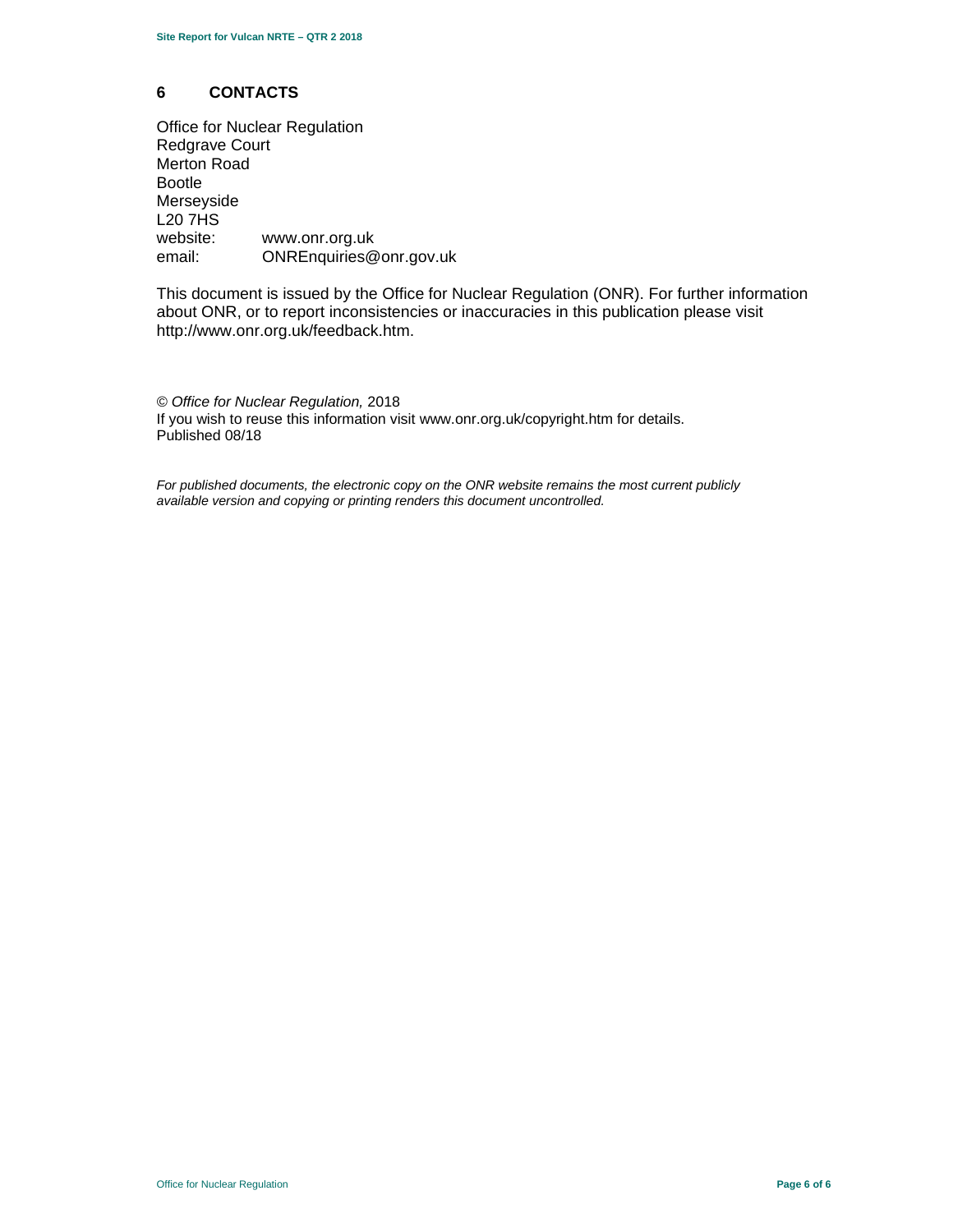## 6 CONTACTS

Office for Nuclear Regulation
Redgrave Court
Merton Road
Bootle
Merseyside
L20 7HS
website: www.onr.org.uk
email: ONREnquiries@onr.gov.uk

This document is issued by the Office for Nuclear Regulation (ONR). For further information about ONR, or to report inconsistencies or inaccuracies in this publication please visit http://www.onr.org.uk/feedback.htm.

© *Office for Nuclear Regulation,* 2018
If you wish to reuse this information visit www.onr.org.uk/copyright.htm for details.
Published 08/18

*For published documents, the electronic copy on the ONR website remains the most current publicly available version and copying or printing renders this document uncontrolled.*